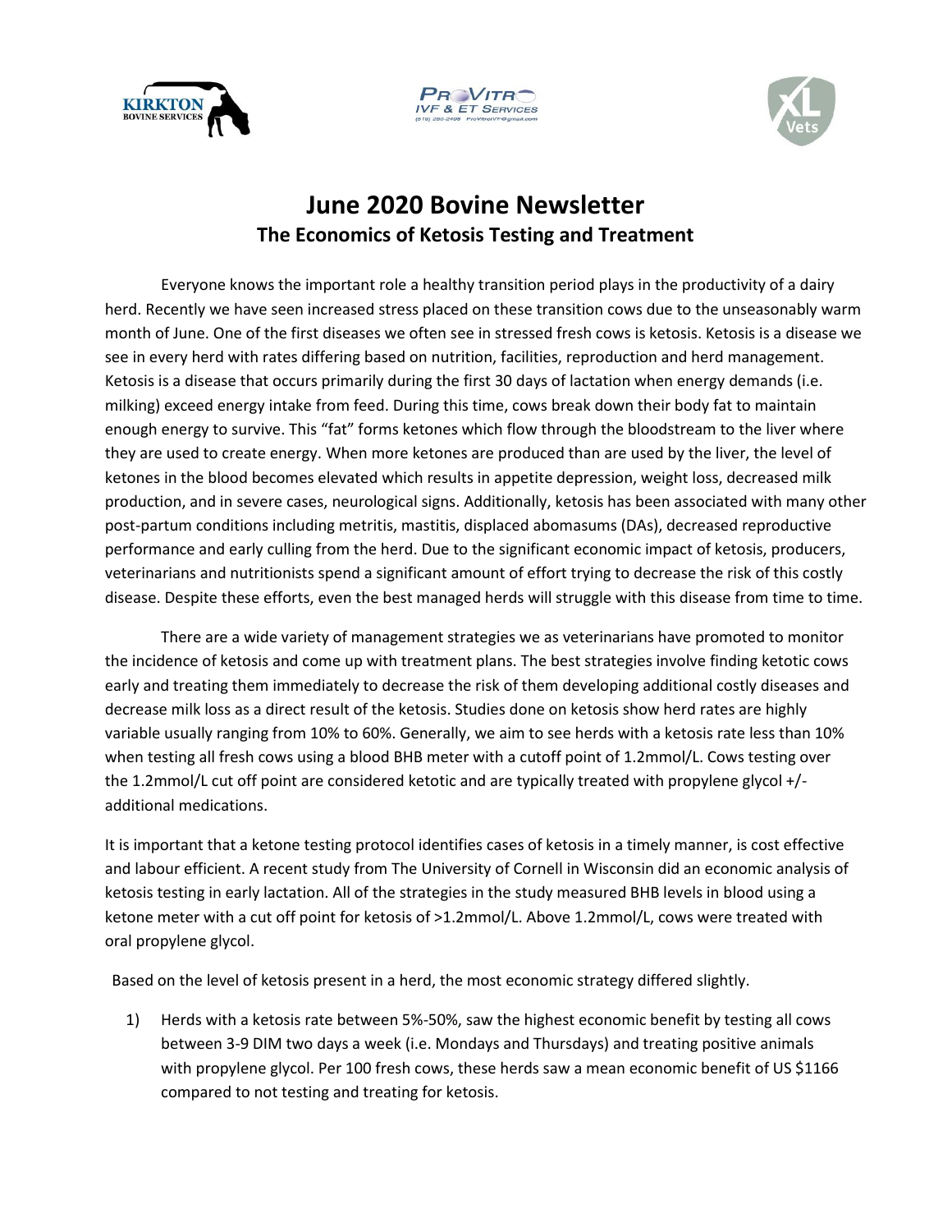# June 2020 Bovine Newsletter

## The Economics of Ketosis Testing and Treatment

Everyone knows the important role a healthy transition period plays in the productivity of a dairy herd. Recently we have seen increased stress placed on these transition cows due to the unseasonably warm month of June. One of the first diseases we often see in stressed fresh cows is ketosis. Ketosis is a disease we see in every herd with rates differing based on nutrition, facilities, reproduction and herd management. Ketosis is a disease that occurs primarily during the first 30 days of lactation when energy demands (i.e. milking) exceed energy intake from feed. During this time, cows break down their body fat to maintain enough energy to survive. This "fat" forms ketones which flow through the bloodstream to the liver where they are used to create energy. When more ketones are produced than are used by the liver, the level of ketones in the blood becomes elevated which results in appetite depression, weight loss, decreased milk production, and in severe cases, neurological signs. Additionally, ketosis has been associated with many other post-partum conditions including metritis, mastitis, displaced abomasums (DAs), decreased reproductive performance and early culling from the herd. Due to the significant economic impact of ketosis, producers, veterinarians and nutritionists spend a significant amount of effort trying to decrease the risk of this costly disease. Despite these efforts, even the best managed herds will struggle with this disease from time to time.

There are a wide variety of management strategies we as veterinarians have promoted to monitor the incidence of ketosis and come up with treatment plans. The best strategies involve finding ketotic cows early and treating them immediately to decrease the risk of them developing additional costly diseases and decrease milk loss as a direct result of the ketosis. Studies done on ketosis show herd rates are highly variable usually ranging from 10% to 60%. Generally, we aim to see herds with a ketosis rate less than 10% when testing all fresh cows using a blood BHB meter with a cutoff point of 1.2mmol/L. Cows testing over the 1.2mmol/L cut off point are considered ketotic and are typically treated with propylene glycol +/- additional medications.

It is important that a ketone testing protocol identifies cases of ketosis in a timely manner, is cost effective and labour efficient. A recent study from The University of Cornell in Wisconsin did an economic analysis of ketosis testing in early lactation. All of the strategies in the study measured BHB levels in blood using a ketone meter with a cut off point for ketosis of >1.2mmol/L. Above 1.2mmol/L, cows were treated with oral propylene glycol.

Based on the level of ketosis present in a herd, the most economic strategy differed slightly.

1) Herds with a ketosis rate between 5%-50%, saw the highest economic benefit by testing all cows between 3-9 DIM two days a week (i.e. Mondays and Thursdays) and treating positive animals with propylene glycol. Per 100 fresh cows, these herds saw a mean economic benefit of US $1166 compared to not testing and treating for ketosis.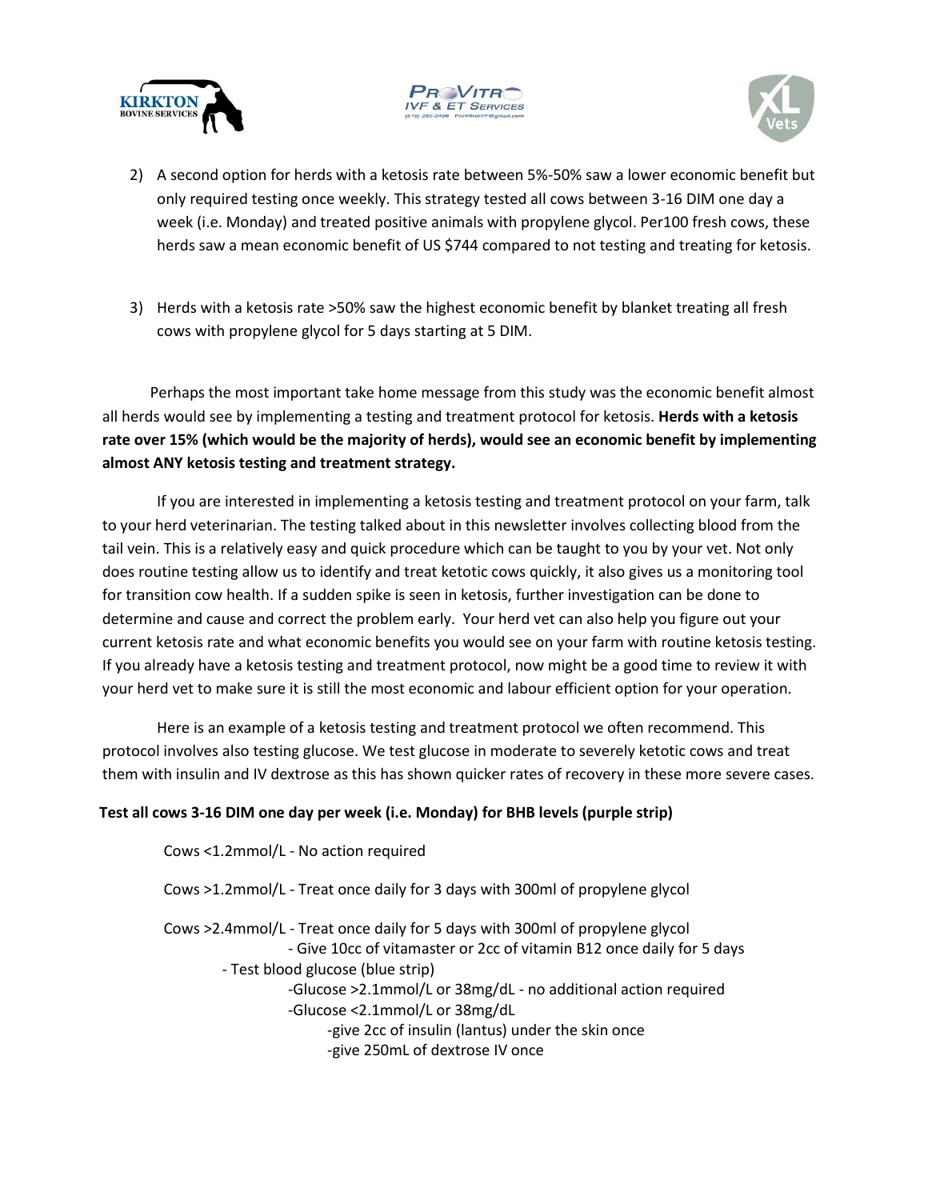2) A second option for herds with a ketosis rate between 5%-50% saw a lower economic benefit but only required testing once weekly. This strategy tested all cows between 3-16 DIM one day a week (i.e. Monday) and treated positive animals with propylene glycol. Per100 fresh cows, these herds saw a mean economic benefit of US $744 compared to not testing and treating for ketosis.

3) Herds with a ketosis rate >50% saw the highest economic benefit by blanket treating all fresh cows with propylene glycol for 5 days starting at 5 DIM.

Perhaps the most important take home message from this study was the economic benefit almost all herds would see by implementing a testing and treatment protocol for ketosis. **Herds with a ketosis rate over 15% (which would be the majority of herds), would see an economic benefit by implementing almost ANY ketosis testing and treatment strategy.**

If you are interested in implementing a ketosis testing and treatment protocol on your farm, talk to your herd veterinarian. The testing talked about in this newsletter involves collecting blood from the tail vein. This is a relatively easy and quick procedure which can be taught to you by your vet. Not only does routine testing allow us to identify and treat ketotic cows quickly, it also gives us a monitoring tool for transition cow health. If a sudden spike is seen in ketosis, further investigation can be done to determine and cause and correct the problem early. Your herd vet can also help you figure out your current ketosis rate and what economic benefits you would see on your farm with routine ketosis testing. If you already have a ketosis testing and treatment protocol, now might be a good time to review it with your herd vet to make sure it is still the most economic and labour efficient option for your operation.

Here is an example of a ketosis testing and treatment protocol we often recommend. This protocol involves also testing glucose. We test glucose in moderate to severely ketotic cows and treat them with insulin and IV dextrose as this has shown quicker rates of recovery in these more severe cases.

**Test all cows 3-16 DIM one day per week (i.e. Monday) for BHB levels (purple strip)**

Cows <1.2mmol/L - No action required

Cows >1.2mmol/L - Treat once daily for 3 days with 300ml of propylene glycol

Cows >2.4mmol/L - Treat once daily for 5 days with 300ml of propylene glycol
- Give 10cc of vitamaster or 2cc of vitamin B12 once daily for 5 days
- Test blood glucose (blue strip)
  - Glucose >2.1mmol/L or 38mg/dL - no additional action required
  - Glucose <2.1mmol/L or 38mg/dL
    - give 2cc of insulin (lantus) under the skin once
    - give 250mL of dextrose IV once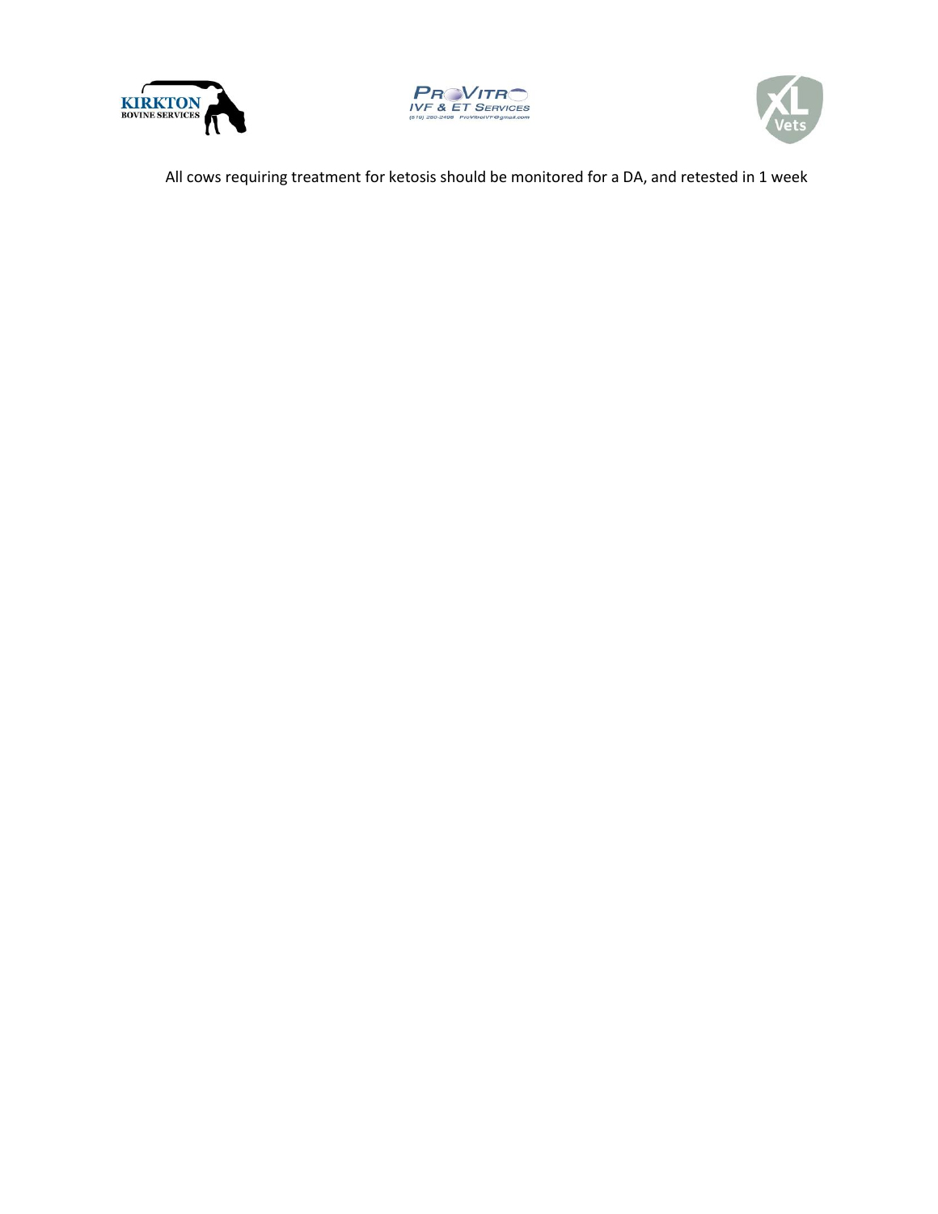All cows requiring treatment for ketosis should be monitored for a DA, and retested in 1 week